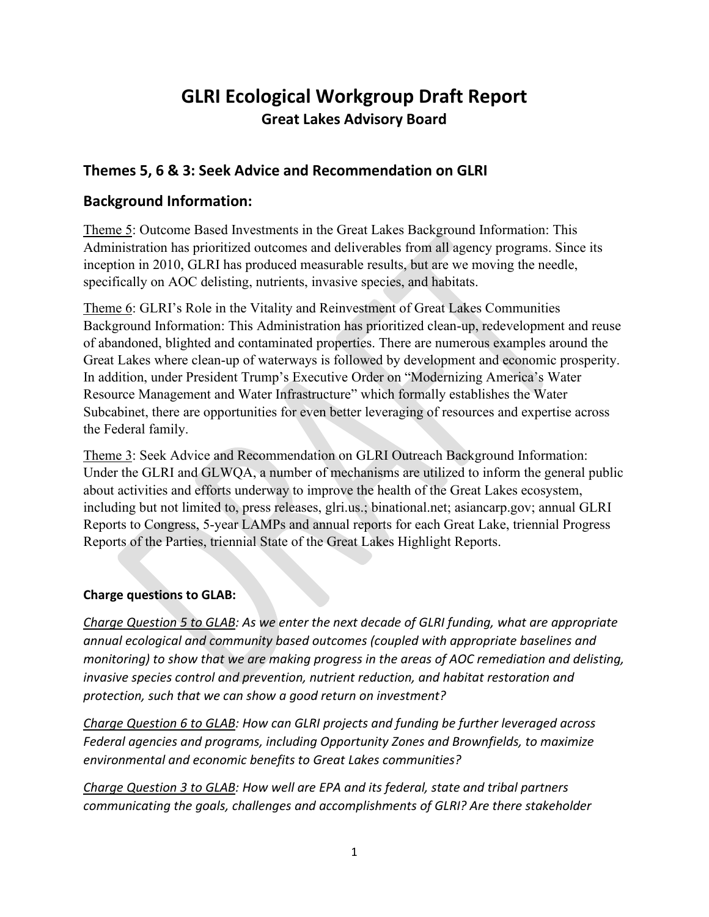# GLRI Ecological Workgroup Draft Report

**Great Lakes Advisory Board**

## Themes 5, 6 & 3: Seek Advice and Recommendation on GLRI

## Background Information:

Theme 5: Outcome Based Investments in the Great Lakes Background Information: This Administration has prioritized outcomes and deliverables from all agency programs. Since its inception in 2010, GLRI has produced measurable results, but are we moving the needle, specifically on AOC delisting, nutrients, invasive species, and habitats.

Theme 6: GLRI's Role in the Vitality and Reinvestment of Great Lakes Communities Background Information: This Administration has prioritized clean-up, redevelopment and reuse of abandoned, blighted and contaminated properties. There are numerous examples around the Great Lakes where clean-up of waterways is followed by development and economic prosperity. In addition, under President Trump's Executive Order on "Modernizing America's Water Resource Management and Water Infrastructure" which formally establishes the Water Subcabinet, there are opportunities for even better leveraging of resources and expertise across the Federal family.

Theme 3: Seek Advice and Recommendation on GLRI Outreach Background Information: Under the GLRI and GLWQA, a number of mechanisms are utilized to inform the general public about activities and efforts underway to improve the health of the Great Lakes ecosystem, including but not limited to, press releases, glri.us.; binational.net; asiancarp.gov; annual GLRI Reports to Congress, 5-year LAMPs and annual reports for each Great Lake, triennial Progress Reports of the Parties, triennial State of the Great Lakes Highlight Reports.

**Charge questions to GLAB:**

*Charge Question 5 to GLAB: As we enter the next decade of GLRI funding, what are appropriate annual ecological and community based outcomes (coupled with appropriate baselines and monitoring) to show that we are making progress in the areas of AOC remediation and delisting, invasive species control and prevention, nutrient reduction, and habitat restoration and protection, such that we can show a good return on investment?*

*Charge Question 6 to GLAB: How can GLRI projects and funding be further leveraged across Federal agencies and programs, including Opportunity Zones and Brownfields, to maximize environmental and economic benefits to Great Lakes communities?*

*Charge Question 3 to GLAB: How well are EPA and its federal, state and tribal partners communicating the goals, challenges and accomplishments of GLRI? Are there stakeholder*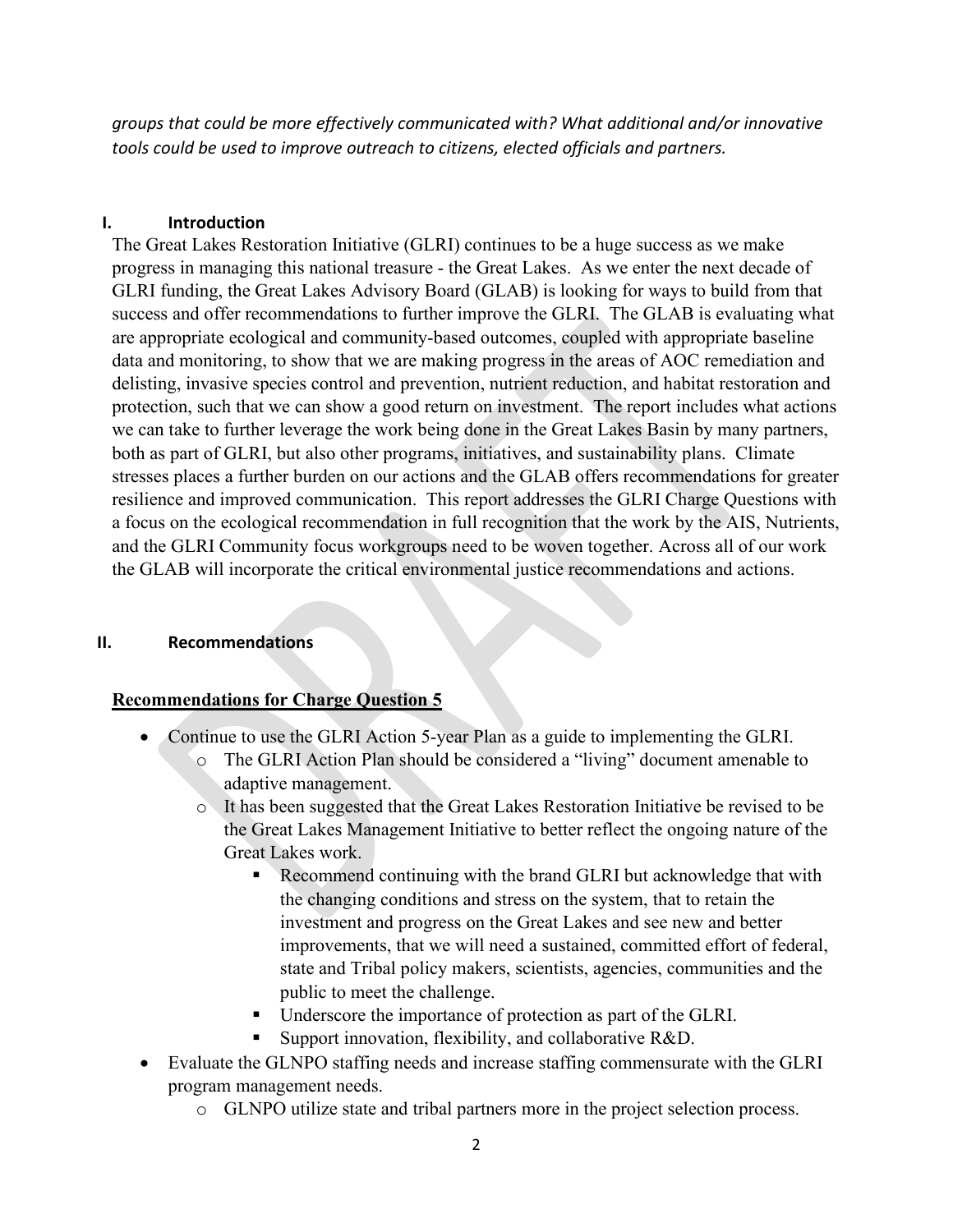*groups that could be more effectively communicated with? What additional and/or innovative tools could be used to improve outreach to citizens, elected officials and partners.*

## I. Introduction

The Great Lakes Restoration Initiative (GLRI) continues to be a huge success as we make progress in managing this national treasure - the Great Lakes. As we enter the next decade of GLRI funding, the Great Lakes Advisory Board (GLAB) is looking for ways to build from that success and offer recommendations to further improve the GLRI. The GLAB is evaluating what are appropriate ecological and community-based outcomes, coupled with appropriate baseline data and monitoring, to show that we are making progress in the areas of AOC remediation and delisting, invasive species control and prevention, nutrient reduction, and habitat restoration and protection, such that we can show a good return on investment. The report includes what actions we can take to further leverage the work being done in the Great Lakes Basin by many partners, both as part of GLRI, but also other programs, initiatives, and sustainability plans. Climate stresses places a further burden on our actions and the GLAB offers recommendations for greater resilience and improved communication. This report addresses the GLRI Charge Questions with a focus on the ecological recommendation in full recognition that the work by the AIS, Nutrients, and the GLRI Community focus workgroups need to be woven together. Across all of our work the GLAB will incorporate the critical environmental justice recommendations and actions.

## II. Recommendations

### Recommendations for Charge Question 5

- Continue to use the GLRI Action 5-year Plan as a guide to implementing the GLRI.
  - The GLRI Action Plan should be considered a "living" document amenable to adaptive management.
  - It has been suggested that the Great Lakes Restoration Initiative be revised to be the Great Lakes Management Initiative to better reflect the ongoing nature of the Great Lakes work.
    - Recommend continuing with the brand GLRI but acknowledge that with the changing conditions and stress on the system, that to retain the investment and progress on the Great Lakes and see new and better improvements, that we will need a sustained, committed effort of federal, state and Tribal policy makers, scientists, agencies, communities and the public to meet the challenge.
    - Underscore the importance of protection as part of the GLRI.
    - Support innovation, flexibility, and collaborative R&D.
- Evaluate the GLNPO staffing needs and increase staffing commensurate with the GLRI program management needs.
  - GLNPO utilize state and tribal partners more in the project selection process.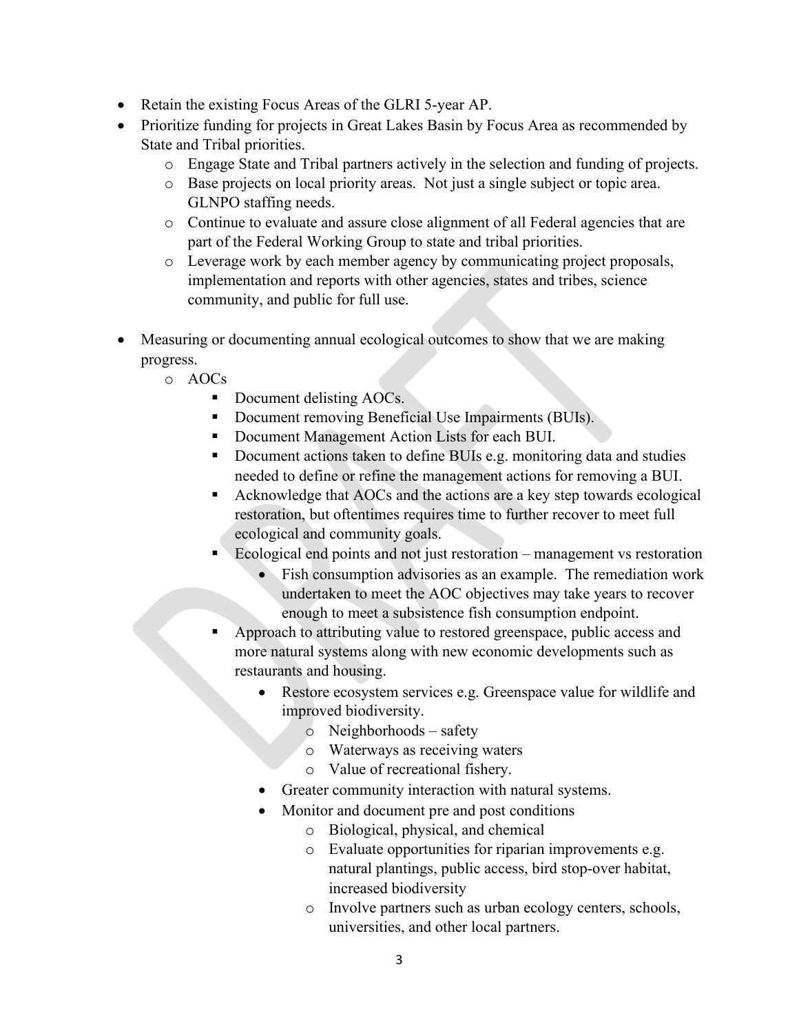- Retain the existing Focus Areas of the GLRI 5-year AP.
- Prioritize funding for projects in Great Lakes Basin by Focus Area as recommended by State and Tribal priorities.
  - Engage State and Tribal partners actively in the selection and funding of projects.
  - Base projects on local priority areas. Not just a single subject or topic area. GLNPO staffing needs.
  - Continue to evaluate and assure close alignment of all Federal agencies that are part of the Federal Working Group to state and tribal priorities.
  - Leverage work by each member agency by communicating project proposals, implementation and reports with other agencies, states and tribes, science community, and public for full use.

- Measuring or documenting annual ecological outcomes to show that we are making progress.
  - AOCs
    - Document delisting AOCs.
    - Document removing Beneficial Use Impairments (BUIs).
    - Document Management Action Lists for each BUI.
    - Document actions taken to define BUIs e.g. monitoring data and studies needed to define or refine the management actions for removing a BUI.
    - Acknowledge that AOCs and the actions are a key step towards ecological restoration, but oftentimes requires time to further recover to meet full ecological and community goals.
    - Ecological end points and not just restoration – management vs restoration
      - Fish consumption advisories as an example. The remediation work undertaken to meet the AOC objectives may take years to recover enough to meet a subsistence fish consumption endpoint.
    - Approach to attributing value to restored greenspace, public access and more natural systems along with new economic developments such as restaurants and housing.
      - Restore ecosystem services e.g. Greenspace value for wildlife and improved biodiversity.
        - Neighborhoods – safety
        - Waterways as receiving waters
        - Value of recreational fishery.
      - Greater community interaction with natural systems.
      - Monitor and document pre and post conditions
        - Biological, physical, and chemical
        - Evaluate opportunities for riparian improvements e.g. natural plantings, public access, bird stop-over habitat, increased biodiversity
        - Involve partners such as urban ecology centers, schools, universities, and other local partners.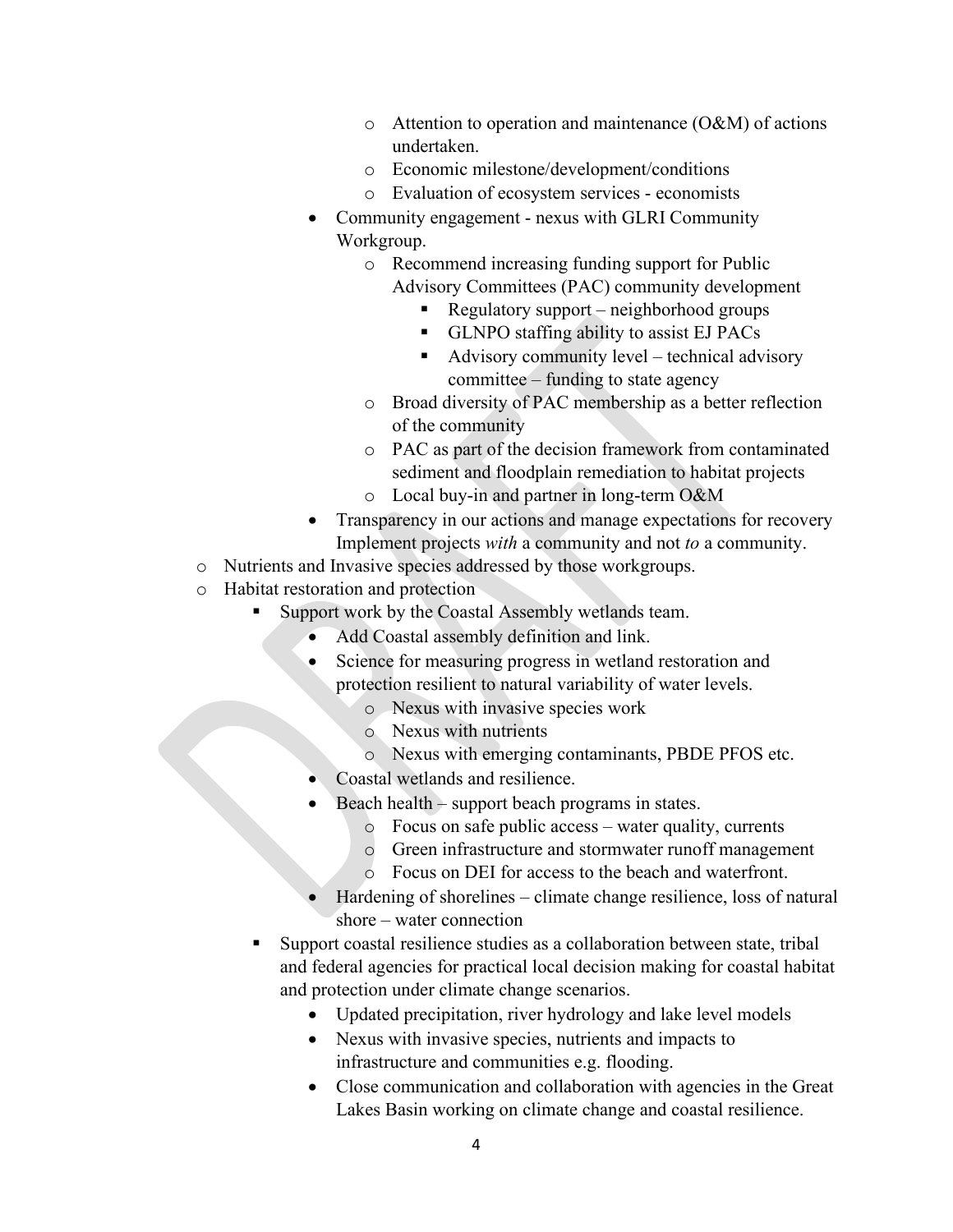- Attention to operation and maintenance (O&M) of actions undertaken.
- Economic milestone/development/conditions
- Evaluation of ecosystem services - economists

- Community engagement - nexus with GLRI Community Workgroup.
  - Recommend increasing funding support for Public Advisory Committees (PAC) community development
    - Regulatory support – neighborhood groups
    - GLNPO staffing ability to assist EJ PACs
    - Advisory community level – technical advisory committee – funding to state agency
  - Broad diversity of PAC membership as a better reflection of the community
  - PAC as part of the decision framework from contaminated sediment and floodplain remediation to habitat projects
  - Local buy-in and partner in long-term O&M
- Transparency in our actions and manage expectations for recovery Implement projects *with* a community and not *to* a community.

- Nutrients and Invasive species addressed by those workgroups.
- Habitat restoration and protection
  - Support work by the Coastal Assembly wetlands team.
    - Add Coastal assembly definition and link.
    - Science for measuring progress in wetland restoration and protection resilient to natural variability of water levels.
      - Nexus with invasive species work
      - Nexus with nutrients
      - Nexus with emerging contaminants, PBDE PFOS etc.
    - Coastal wetlands and resilience.
    - Beach health – support beach programs in states.
      - Focus on safe public access – water quality, currents
      - Green infrastructure and stormwater runoff management
      - Focus on DEI for access to the beach and waterfront.
    - Hardening of shorelines – climate change resilience, loss of natural shore – water connection
  - Support coastal resilience studies as a collaboration between state, tribal and federal agencies for practical local decision making for coastal habitat and protection under climate change scenarios.
    - Updated precipitation, river hydrology and lake level models
    - Nexus with invasive species, nutrients and impacts to infrastructure and communities e.g. flooding.
    - Close communication and collaboration with agencies in the Great Lakes Basin working on climate change and coastal resilience.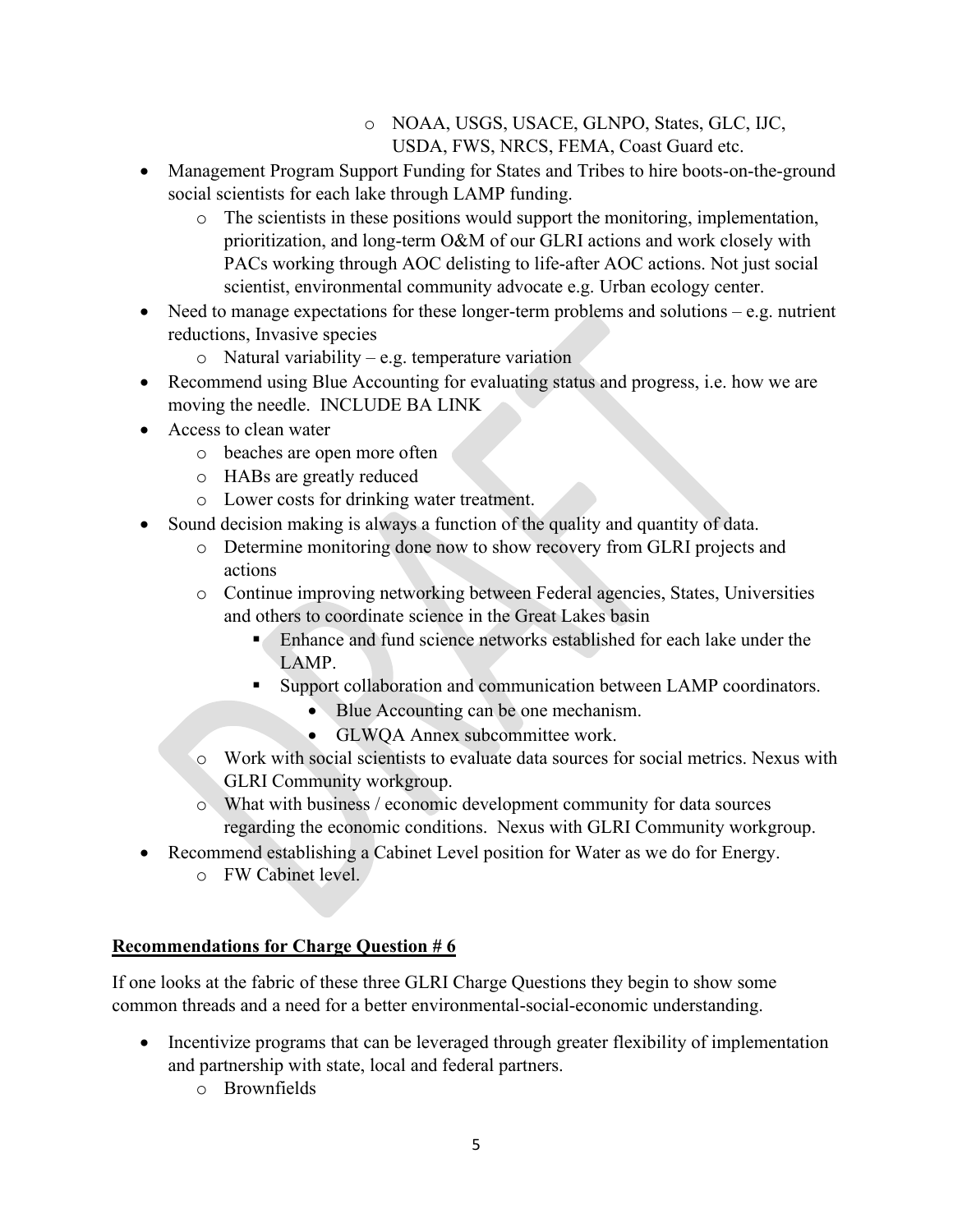- NOAA, USGS, USACE, GLNPO, States, GLC, IJC, USDA, FWS, NRCS, FEMA, Coast Guard etc.
- Management Program Support Funding for States and Tribes to hire boots-on-the-ground social scientists for each lake through LAMP funding.
  - The scientists in these positions would support the monitoring, implementation, prioritization, and long-term O&M of our GLRI actions and work closely with PACs working through AOC delisting to life-after AOC actions. Not just social scientist, environmental community advocate e.g. Urban ecology center.
- Need to manage expectations for these longer-term problems and solutions – e.g. nutrient reductions, Invasive species
  - Natural variability – e.g. temperature variation
- Recommend using Blue Accounting for evaluating status and progress, i.e. how we are moving the needle. INCLUDE BA LINK
- Access to clean water
  - beaches are open more often
  - HABs are greatly reduced
  - Lower costs for drinking water treatment.
- Sound decision making is always a function of the quality and quantity of data.
  - Determine monitoring done now to show recovery from GLRI projects and actions
  - Continue improving networking between Federal agencies, States, Universities and others to coordinate science in the Great Lakes basin
    - Enhance and fund science networks established for each lake under the LAMP.
    - Support collaboration and communication between LAMP coordinators.
      - Blue Accounting can be one mechanism.
      - GLWQA Annex subcommittee work.
  - Work with social scientists to evaluate data sources for social metrics. Nexus with GLRI Community workgroup.
  - What with business / economic development community for data sources regarding the economic conditions. Nexus with GLRI Community workgroup.
- Recommend establishing a Cabinet Level position for Water as we do for Energy.
  - FW Cabinet level.

**Recommendations for Charge Question # 6**

If one looks at the fabric of these three GLRI Charge Questions they begin to show some common threads and a need for a better environmental-social-economic understanding.

- Incentivize programs that can be leveraged through greater flexibility of implementation and partnership with state, local and federal partners.
  - Brownfields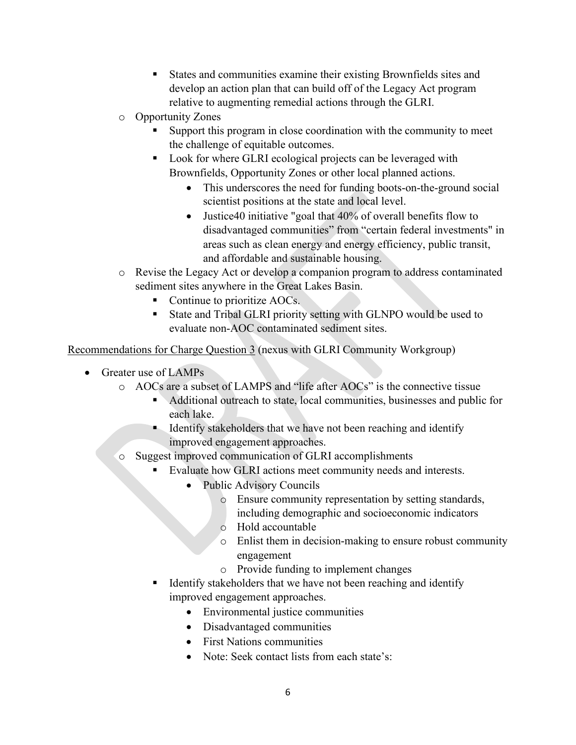- States and communities examine their existing Brownfields sites and develop an action plan that can build off of the Legacy Act program relative to augmenting remedial actions through the GLRI.
  - Opportunity Zones
    - Support this program in close coordination with the community to meet the challenge of equitable outcomes.
    - Look for where GLRI ecological projects can be leveraged with Brownfields, Opportunity Zones or other local planned actions.
      - This underscores the need for funding boots-on-the-ground social scientist positions at the state and local level.
      - Justice40 initiative "goal that 40% of overall benefits flow to disadvantaged communities" from "certain federal investments" in areas such as clean energy and energy efficiency, public transit, and affordable and sustainable housing.
  - Revise the Legacy Act or develop a companion program to address contaminated sediment sites anywhere in the Great Lakes Basin.
    - Continue to prioritize AOCs.
    - State and Tribal GLRI priority setting with GLNPO would be used to evaluate non-AOC contaminated sediment sites.

<u>Recommendations for Charge Question 3</u> (nexus with GLRI Community Workgroup)

- Greater use of LAMPs
  - AOCs are a subset of LAMPS and "life after AOCs" is the connective tissue
    - Additional outreach to state, local communities, businesses and public for each lake.
    - Identify stakeholders that we have not been reaching and identify improved engagement approaches.
  - Suggest improved communication of GLRI accomplishments
    - Evaluate how GLRI actions meet community needs and interests.
      - Public Advisory Councils
        - Ensure community representation by setting standards, including demographic and socioeconomic indicators
        - Hold accountable
        - Enlist them in decision-making to ensure robust community engagement
        - Provide funding to implement changes
    - Identify stakeholders that we have not been reaching and identify improved engagement approaches.
      - Environmental justice communities
      - Disadvantaged communities
      - First Nations communities
      - Note: Seek contact lists from each state's: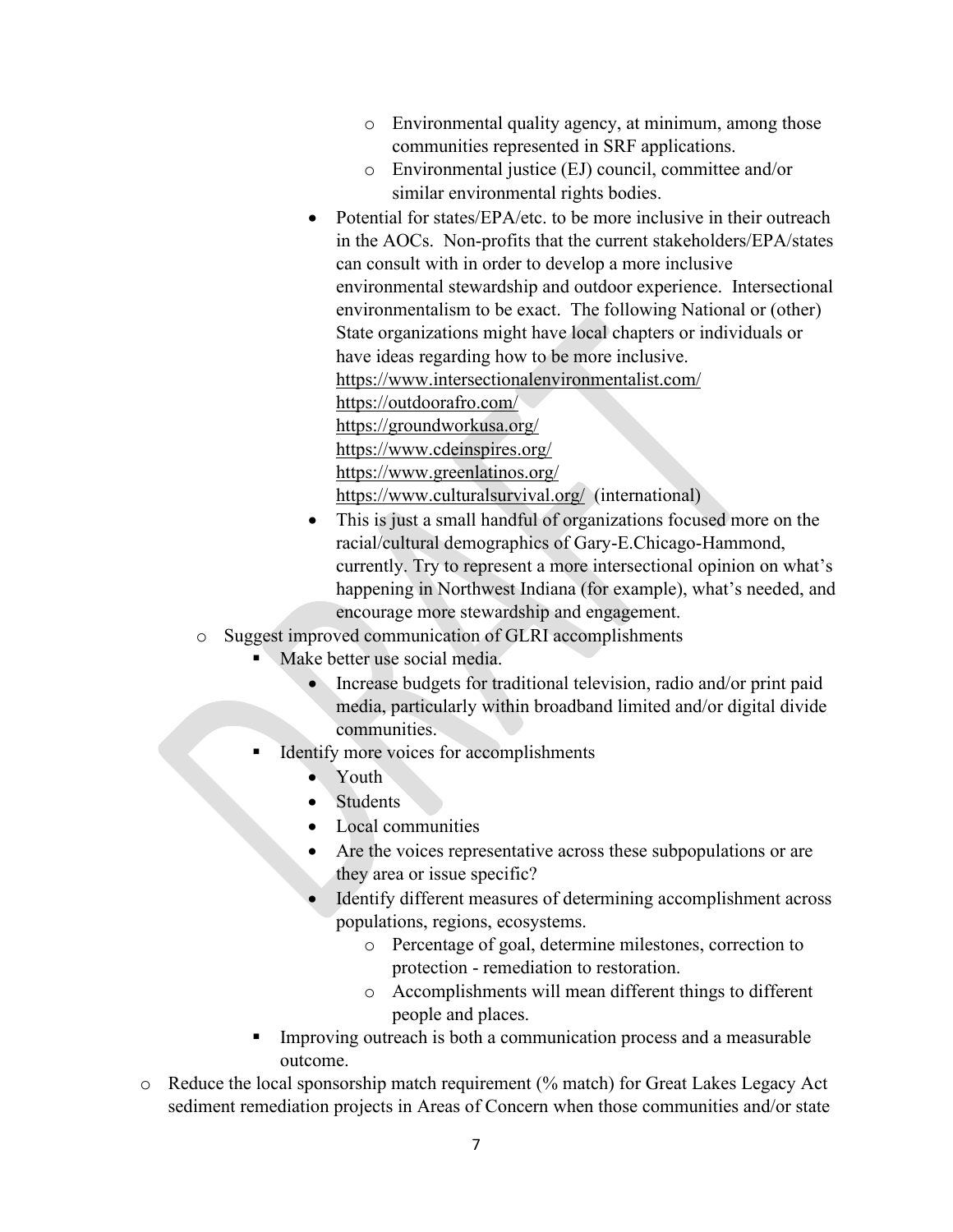- Environmental quality agency, at minimum, among those communities represented in SRF applications.
      - Environmental justice (EJ) council, committee and/or similar environmental rights bodies.
    - Potential for states/EPA/etc. to be more inclusive in their outreach in the AOCs. Non-profits that the current stakeholders/EPA/states can consult with in order to develop a more inclusive environmental stewardship and outdoor experience. Intersectional environmentalism to be exact. The following National or (other) State organizations might have local chapters or individuals or have ideas regarding how to be more inclusive.
      https://www.intersectionalenvironmentalist.com/
      https://outdoorafro.com/
      https://groundworkusa.org/
      https://www.cdeinspires.org/
      https://www.greenlatinos.org/
      https://www.culturalsurvival.org/ (international)
    - This is just a small handful of organizations focused more on the racial/cultural demographics of Gary-E.Chicago-Hammond, currently. Try to represent a more intersectional opinion on what's happening in Northwest Indiana (for example), what's needed, and encourage more stewardship and engagement.
  - Suggest improved communication of GLRI accomplishments
    - Make better use social media.
      - Increase budgets for traditional television, radio and/or print paid media, particularly within broadband limited and/or digital divide communities.
    - Identify more voices for accomplishments
      - Youth
      - Students
      - Local communities
      - Are the voices representative across these subpopulations or are they area or issue specific?
      - Identify different measures of determining accomplishment across populations, regions, ecosystems.
        - Percentage of goal, determine milestones, correction to protection - remediation to restoration.
        - Accomplishments will mean different things to different people and places.
    - Improving outreach is both a communication process and a measurable outcome.
- Reduce the local sponsorship match requirement (% match) for Great Lakes Legacy Act sediment remediation projects in Areas of Concern when those communities and/or state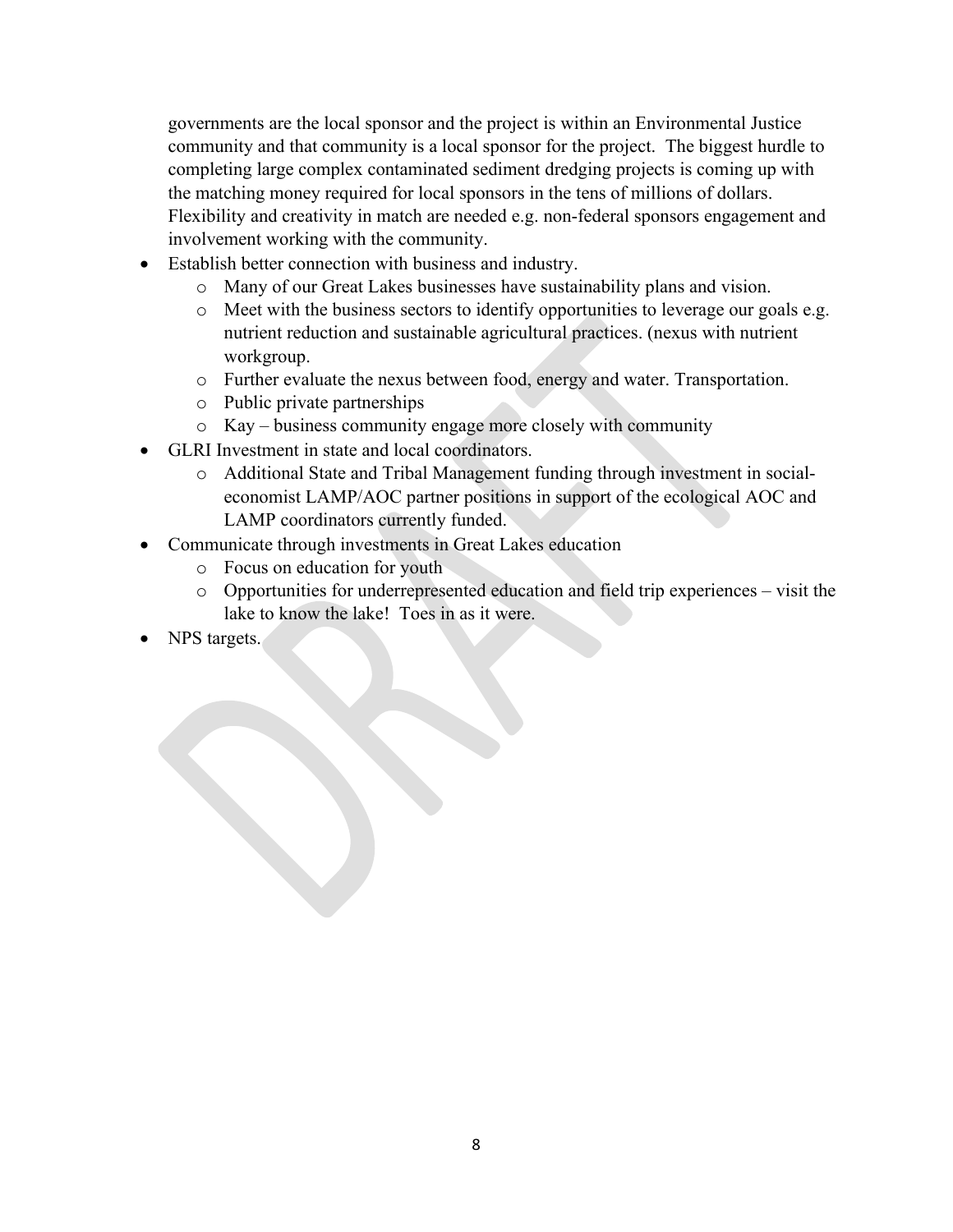governments are the local sponsor and the project is within an Environmental Justice community and that community is a local sponsor for the project. The biggest hurdle to completing large complex contaminated sediment dredging projects is coming up with the matching money required for local sponsors in the tens of millions of dollars. Flexibility and creativity in match are needed e.g. non-federal sponsors engagement and involvement working with the community.

- Establish better connection with business and industry.
  - Many of our Great Lakes businesses have sustainability plans and vision.
  - Meet with the business sectors to identify opportunities to leverage our goals e.g. nutrient reduction and sustainable agricultural practices. (nexus with nutrient workgroup.
  - Further evaluate the nexus between food, energy and water. Transportation.
  - Public private partnerships
  - Kay – business community engage more closely with community
- GLRI Investment in state and local coordinators.
  - Additional State and Tribal Management funding through investment in social-economist LAMP/AOC partner positions in support of the ecological AOC and LAMP coordinators currently funded.
- Communicate through investments in Great Lakes education
  - Focus on education for youth
  - Opportunities for underrepresented education and field trip experiences – visit the lake to know the lake! Toes in as it were.
- NPS targets.